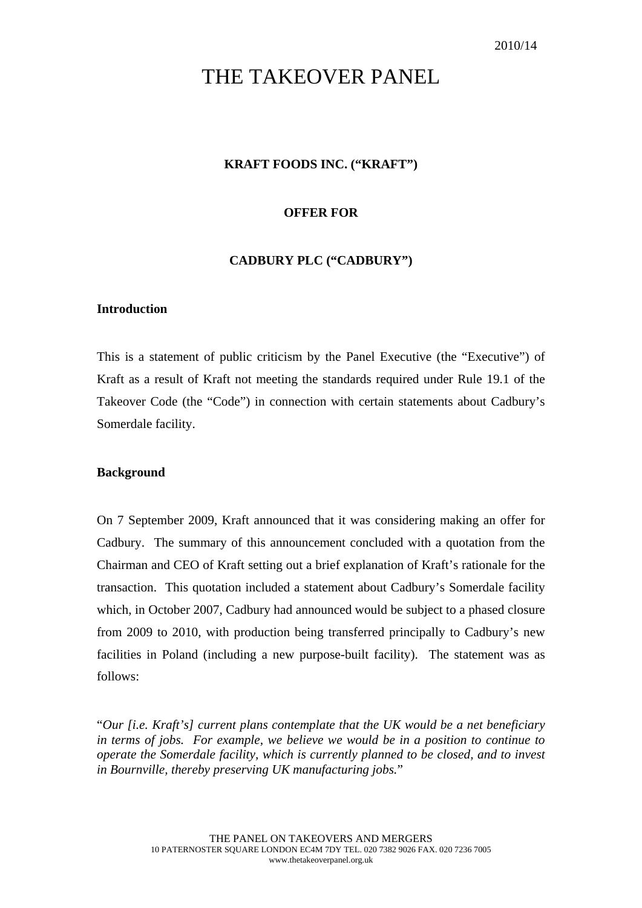2010/14

# THE TAKEOVER PANEL

**KRAFT FOODS INC. ("KRAFT")**

**OFFER FOR**

**CADBURY PLC ("CADBURY")**

## Introduction

This is a statement of public criticism by the Panel Executive (the "Executive") of Kraft as a result of Kraft not meeting the standards required under Rule 19.1 of the Takeover Code (the "Code") in connection with certain statements about Cadbury's Somerdale facility.

## Background

On 7 September 2009, Kraft announced that it was considering making an offer for Cadbury. The summary of this announcement concluded with a quotation from the Chairman and CEO of Kraft setting out a brief explanation of Kraft's rationale for the transaction. This quotation included a statement about Cadbury's Somerdale facility which, in October 2007, Cadbury had announced would be subject to a phased closure from 2009 to 2010, with production being transferred principally to Cadbury's new facilities in Poland (including a new purpose-built facility). The statement was as follows:

"*Our [i.e. Kraft's] current plans contemplate that the UK would be a net beneficiary in terms of jobs. For example, we believe we would be in a position to continue to operate the Somerdale facility, which is currently planned to be closed, and to invest in Bournville, thereby preserving UK manufacturing jobs.*"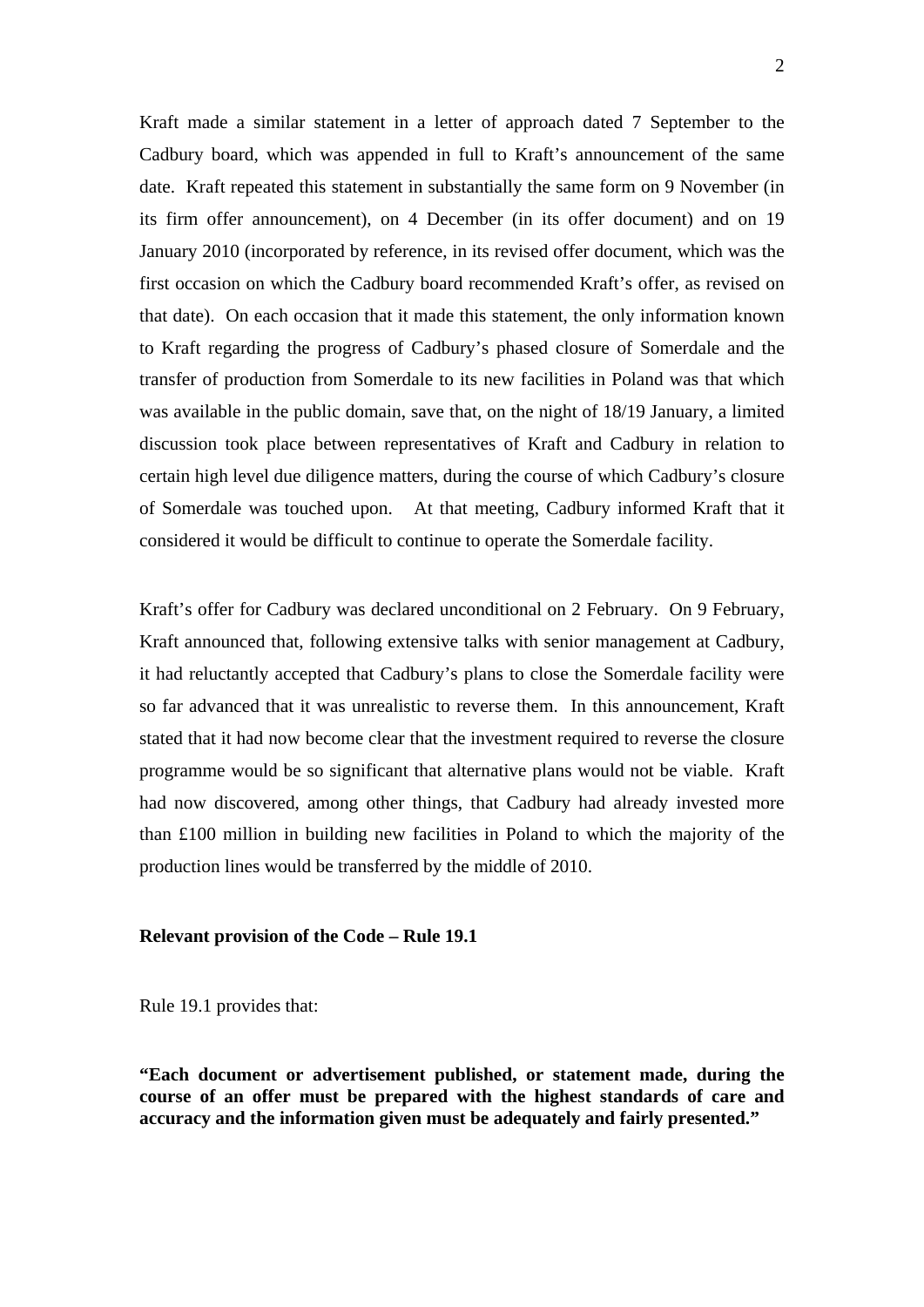Kraft made a similar statement in a letter of approach dated 7 September to the Cadbury board, which was appended in full to Kraft's announcement of the same date. Kraft repeated this statement in substantially the same form on 9 November (in its firm offer announcement), on 4 December (in its offer document) and on 19 January 2010 (incorporated by reference, in its revised offer document, which was the first occasion on which the Cadbury board recommended Kraft's offer, as revised on that date). On each occasion that it made this statement, the only information known to Kraft regarding the progress of Cadbury's phased closure of Somerdale and the transfer of production from Somerdale to its new facilities in Poland was that which was available in the public domain, save that, on the night of 18/19 January, a limited discussion took place between representatives of Kraft and Cadbury in relation to certain high level due diligence matters, during the course of which Cadbury's closure of Somerdale was touched upon. At that meeting, Cadbury informed Kraft that it considered it would be difficult to continue to operate the Somerdale facility.

Kraft's offer for Cadbury was declared unconditional on 2 February. On 9 February, Kraft announced that, following extensive talks with senior management at Cadbury, it had reluctantly accepted that Cadbury's plans to close the Somerdale facility were so far advanced that it was unrealistic to reverse them. In this announcement, Kraft stated that it had now become clear that the investment required to reverse the closure programme would be so significant that alternative plans would not be viable. Kraft had now discovered, among other things, that Cadbury had already invested more than £100 million in building new facilities in Poland to which the majority of the production lines would be transferred by the middle of 2010.

**Relevant provision of the Code – Rule 19.1**

Rule 19.1 provides that:

**"Each document or advertisement published, or statement made, during the course of an offer must be prepared with the highest standards of care and accuracy and the information given must be adequately and fairly presented."**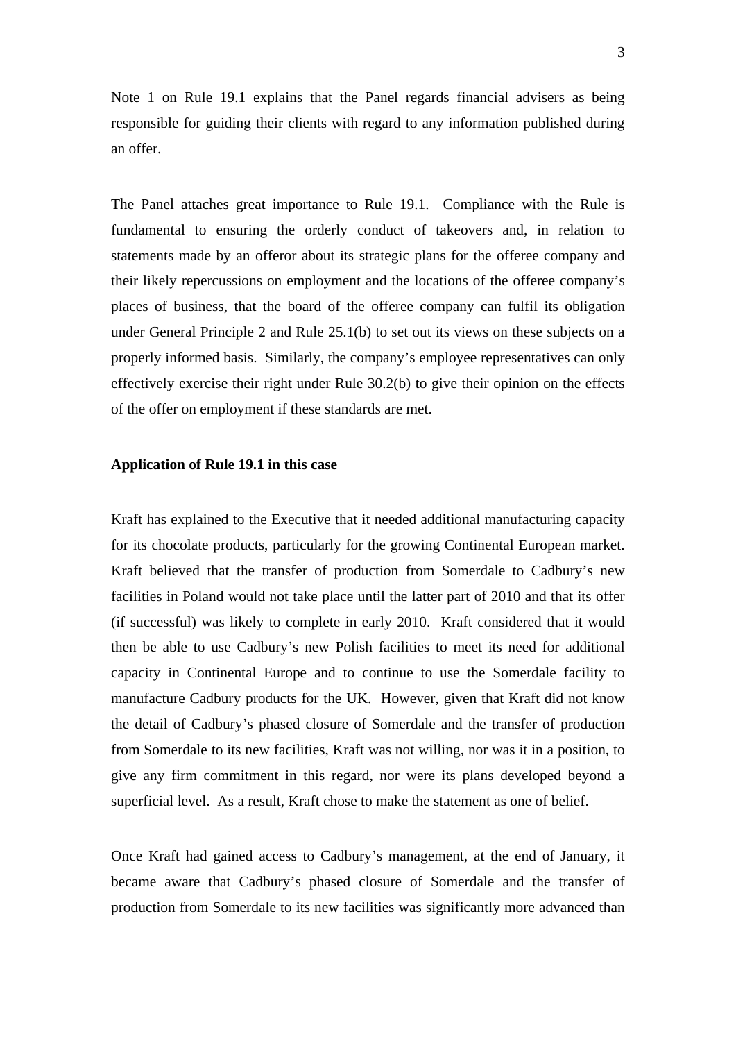Note 1 on Rule 19.1 explains that the Panel regards financial advisers as being responsible for guiding their clients with regard to any information published during an offer.

The Panel attaches great importance to Rule 19.1. Compliance with the Rule is fundamental to ensuring the orderly conduct of takeovers and, in relation to statements made by an offeror about its strategic plans for the offeree company and their likely repercussions on employment and the locations of the offeree company's places of business, that the board of the offeree company can fulfil its obligation under General Principle 2 and Rule 25.1(b) to set out its views on these subjects on a properly informed basis. Similarly, the company's employee representatives can only effectively exercise their right under Rule 30.2(b) to give their opinion on the effects of the offer on employment if these standards are met.

**Application of Rule 19.1 in this case**

Kraft has explained to the Executive that it needed additional manufacturing capacity for its chocolate products, particularly for the growing Continental European market. Kraft believed that the transfer of production from Somerdale to Cadbury's new facilities in Poland would not take place until the latter part of 2010 and that its offer (if successful) was likely to complete in early 2010. Kraft considered that it would then be able to use Cadbury's new Polish facilities to meet its need for additional capacity in Continental Europe and to continue to use the Somerdale facility to manufacture Cadbury products for the UK. However, given that Kraft did not know the detail of Cadbury's phased closure of Somerdale and the transfer of production from Somerdale to its new facilities, Kraft was not willing, nor was it in a position, to give any firm commitment in this regard, nor were its plans developed beyond a superficial level. As a result, Kraft chose to make the statement as one of belief.

Once Kraft had gained access to Cadbury's management, at the end of January, it became aware that Cadbury's phased closure of Somerdale and the transfer of production from Somerdale to its new facilities was significantly more advanced than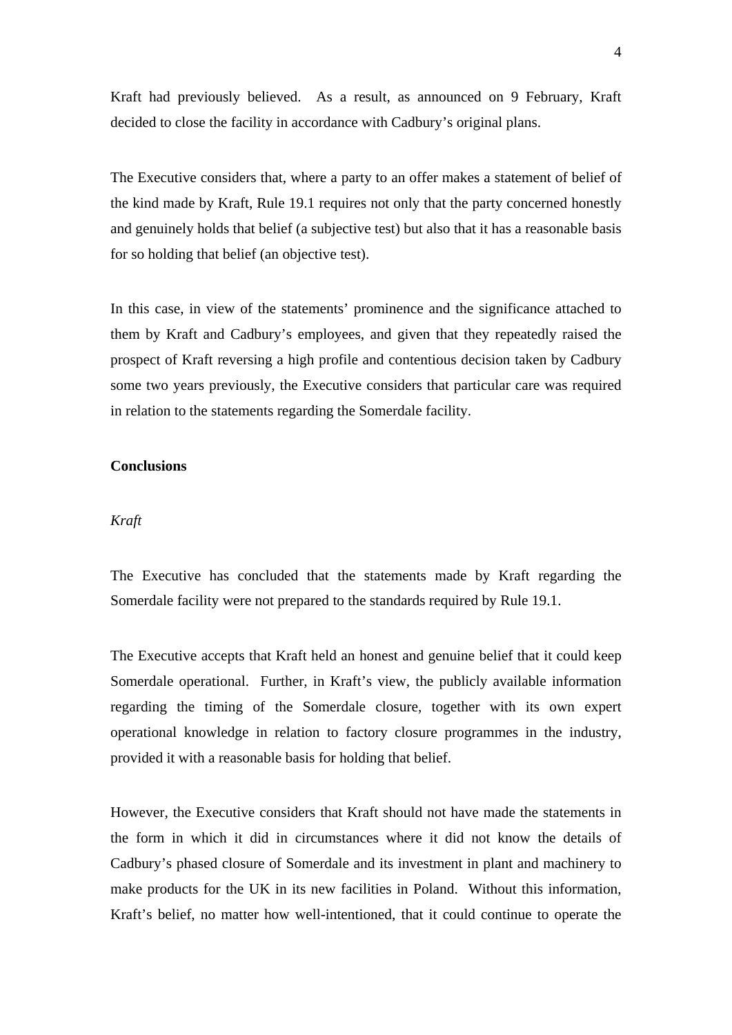Kraft had previously believed. As a result, as announced on 9 February, Kraft decided to close the facility in accordance with Cadbury's original plans.

The Executive considers that, where a party to an offer makes a statement of belief of the kind made by Kraft, Rule 19.1 requires not only that the party concerned honestly and genuinely holds that belief (a subjective test) but also that it has a reasonable basis for so holding that belief (an objective test).

In this case, in view of the statements' prominence and the significance attached to them by Kraft and Cadbury's employees, and given that they repeatedly raised the prospect of Kraft reversing a high profile and contentious decision taken by Cadbury some two years previously, the Executive considers that particular care was required in relation to the statements regarding the Somerdale facility.

**Conclusions**

*Kraft*

The Executive has concluded that the statements made by Kraft regarding the Somerdale facility were not prepared to the standards required by Rule 19.1.

The Executive accepts that Kraft held an honest and genuine belief that it could keep Somerdale operational. Further, in Kraft's view, the publicly available information regarding the timing of the Somerdale closure, together with its own expert operational knowledge in relation to factory closure programmes in the industry, provided it with a reasonable basis for holding that belief.

However, the Executive considers that Kraft should not have made the statements in the form in which it did in circumstances where it did not know the details of Cadbury's phased closure of Somerdale and its investment in plant and machinery to make products for the UK in its new facilities in Poland. Without this information, Kraft's belief, no matter how well-intentioned, that it could continue to operate the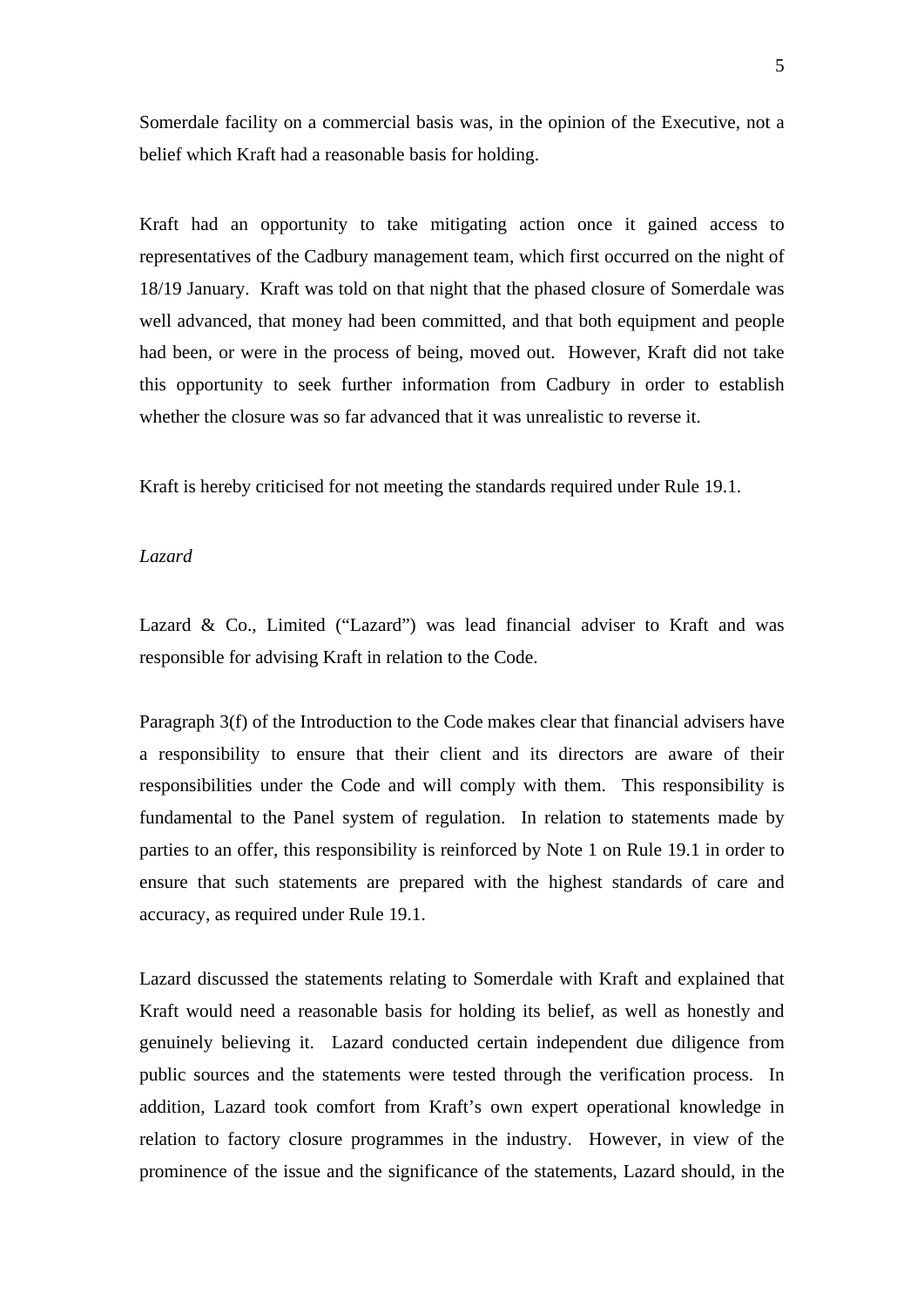Somerdale facility on a commercial basis was, in the opinion of the Executive, not a belief which Kraft had a reasonable basis for holding.

Kraft had an opportunity to take mitigating action once it gained access to representatives of the Cadbury management team, which first occurred on the night of 18/19 January. Kraft was told on that night that the phased closure of Somerdale was well advanced, that money had been committed, and that both equipment and people had been, or were in the process of being, moved out. However, Kraft did not take this opportunity to seek further information from Cadbury in order to establish whether the closure was so far advanced that it was unrealistic to reverse it.

Kraft is hereby criticised for not meeting the standards required under Rule 19.1.

*Lazard*

Lazard & Co., Limited ("Lazard") was lead financial adviser to Kraft and was responsible for advising Kraft in relation to the Code.

Paragraph 3(f) of the Introduction to the Code makes clear that financial advisers have a responsibility to ensure that their client and its directors are aware of their responsibilities under the Code and will comply with them. This responsibility is fundamental to the Panel system of regulation. In relation to statements made by parties to an offer, this responsibility is reinforced by Note 1 on Rule 19.1 in order to ensure that such statements are prepared with the highest standards of care and accuracy, as required under Rule 19.1.

Lazard discussed the statements relating to Somerdale with Kraft and explained that Kraft would need a reasonable basis for holding its belief, as well as honestly and genuinely believing it. Lazard conducted certain independent due diligence from public sources and the statements were tested through the verification process. In addition, Lazard took comfort from Kraft's own expert operational knowledge in relation to factory closure programmes in the industry. However, in view of the prominence of the issue and the significance of the statements, Lazard should, in the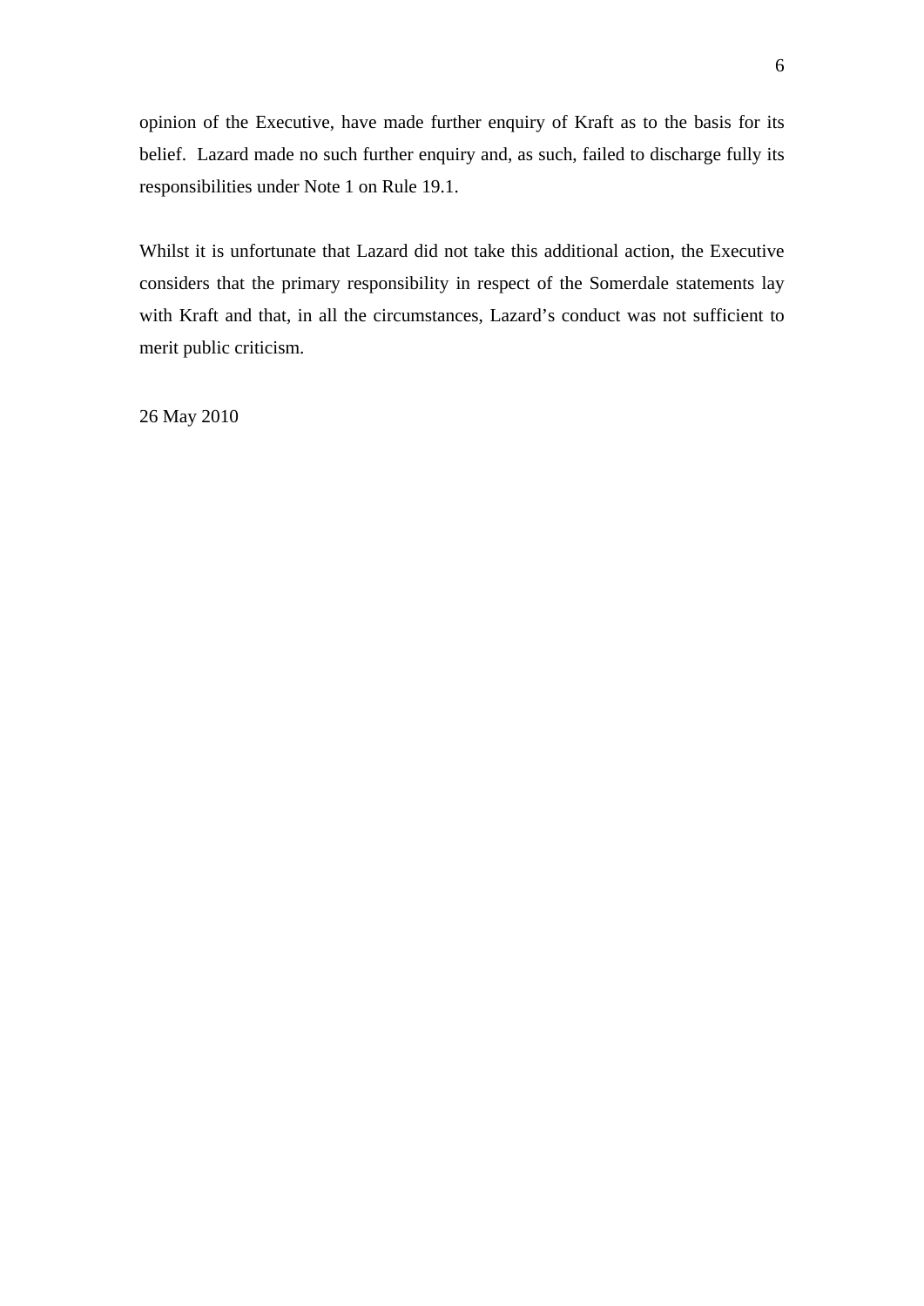opinion of the Executive, have made further enquiry of Kraft as to the basis for its belief. Lazard made no such further enquiry and, as such, failed to discharge fully its responsibilities under Note 1 on Rule 19.1.

Whilst it is unfortunate that Lazard did not take this additional action, the Executive considers that the primary responsibility in respect of the Somerdale statements lay with Kraft and that, in all the circumstances, Lazard's conduct was not sufficient to merit public criticism.

26 May 2010